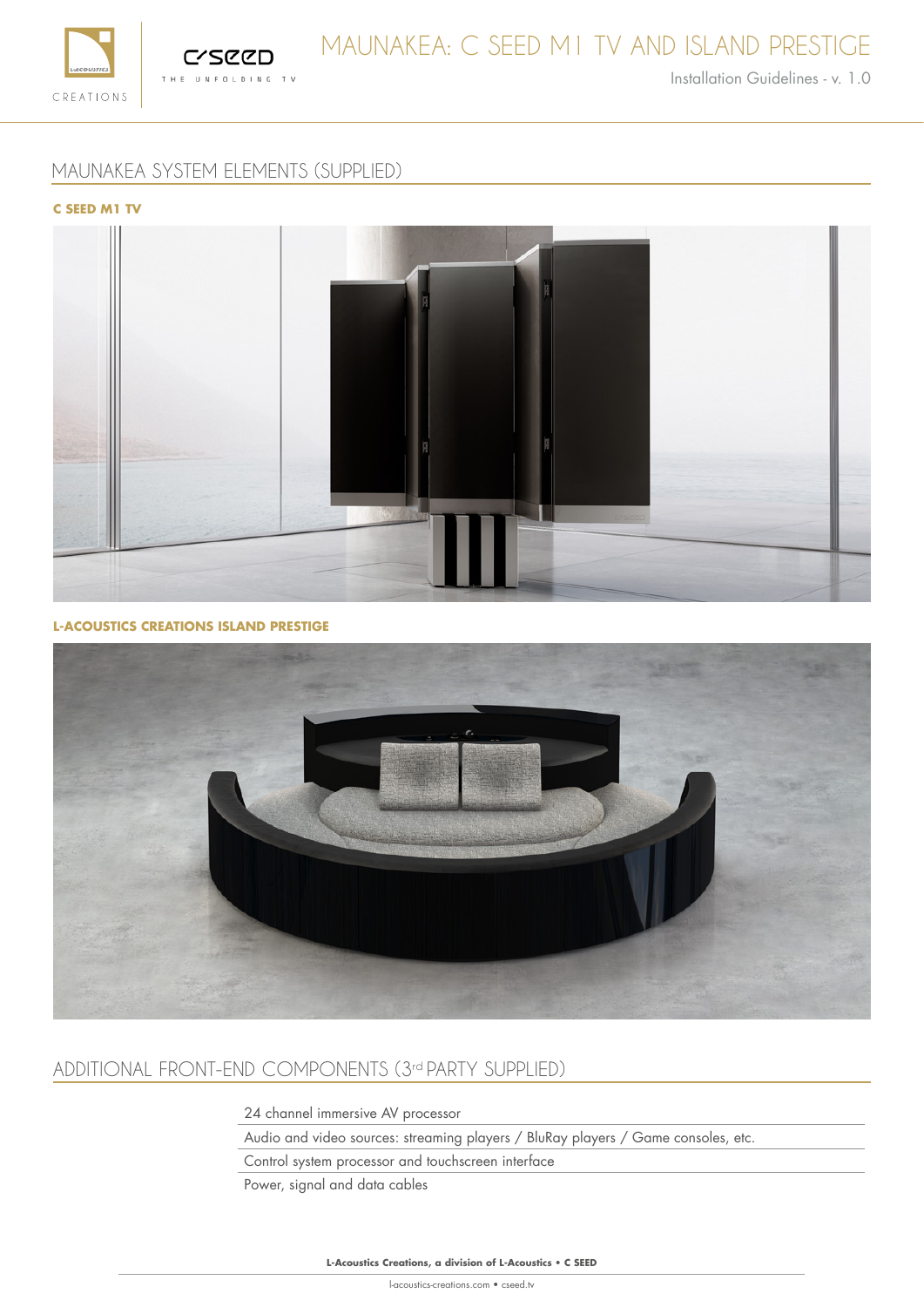# MAUNAKEA: C SEED M1 TV AND ISLAND PRESTIGE

Installation Guidelines - v. 1.0

## MAUNAKEA SYSTEM ELEMENTS (SUPPLIED)

**C SEED M1 TV**

**L-ACOUSTICS CREATIONS ISLAND PRESTIGE**

## ADDITIONAL FRONT-END COMPONENTS (3rd PARTY SUPPLIED)

- 24 channel immersive AV processor
- Audio and video sources: streaming players / BluRay players / Game consoles, etc.
- Control system processor and touchscreen interface
- Power, signal and data cables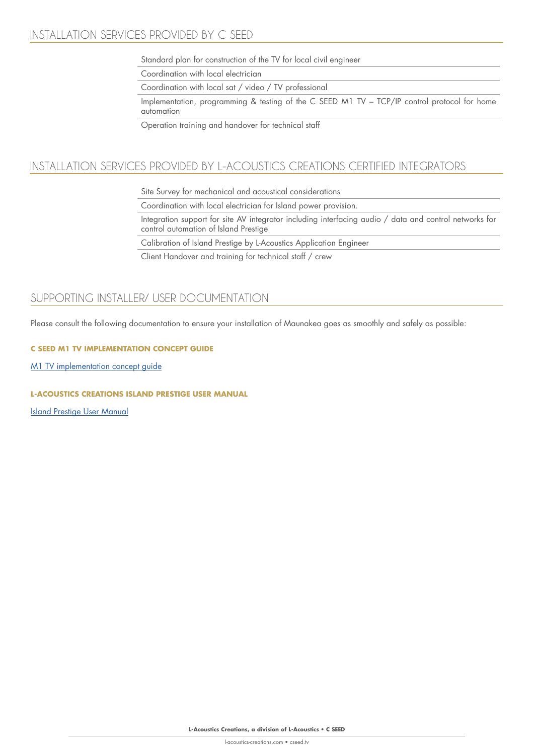## INSTALLATION SERVICES PROVIDED BY C SEED

- Standard plan for construction of the TV for local civil engineer
- Coordination with local electrician
- Coordination with local sat / video / TV professional
- Implementation, programming & testing of the C SEED M1 TV – TCP/IP control protocol for home automation
- Operation training and handover for technical staff

## INSTALLATION SERVICES PROVIDED BY L-ACOUSTICS CREATIONS CERTIFIED INTEGRATORS

- Site Survey for mechanical and acoustical considerations
- Coordination with local electrician for Island power provision.
- Integration support for site AV integrator including interfacing audio / data and control networks for control automation of Island Prestige
- Calibration of Island Prestige by L-Acoustics Application Engineer
- Client Handover and training for technical staff / crew

## SUPPORTING INSTALLER/ USER DOCUMENTATION

Please consult the following documentation to ensure your installation of Maunakea goes as smoothly and safely as possible:

**C SEED M1 TV IMPLEMENTATION CONCEPT GUIDE**

M1 TV implementation concept guide

**L-ACOUSTICS CREATIONS ISLAND PRESTIGE USER MANUAL**

Island Prestige User Manual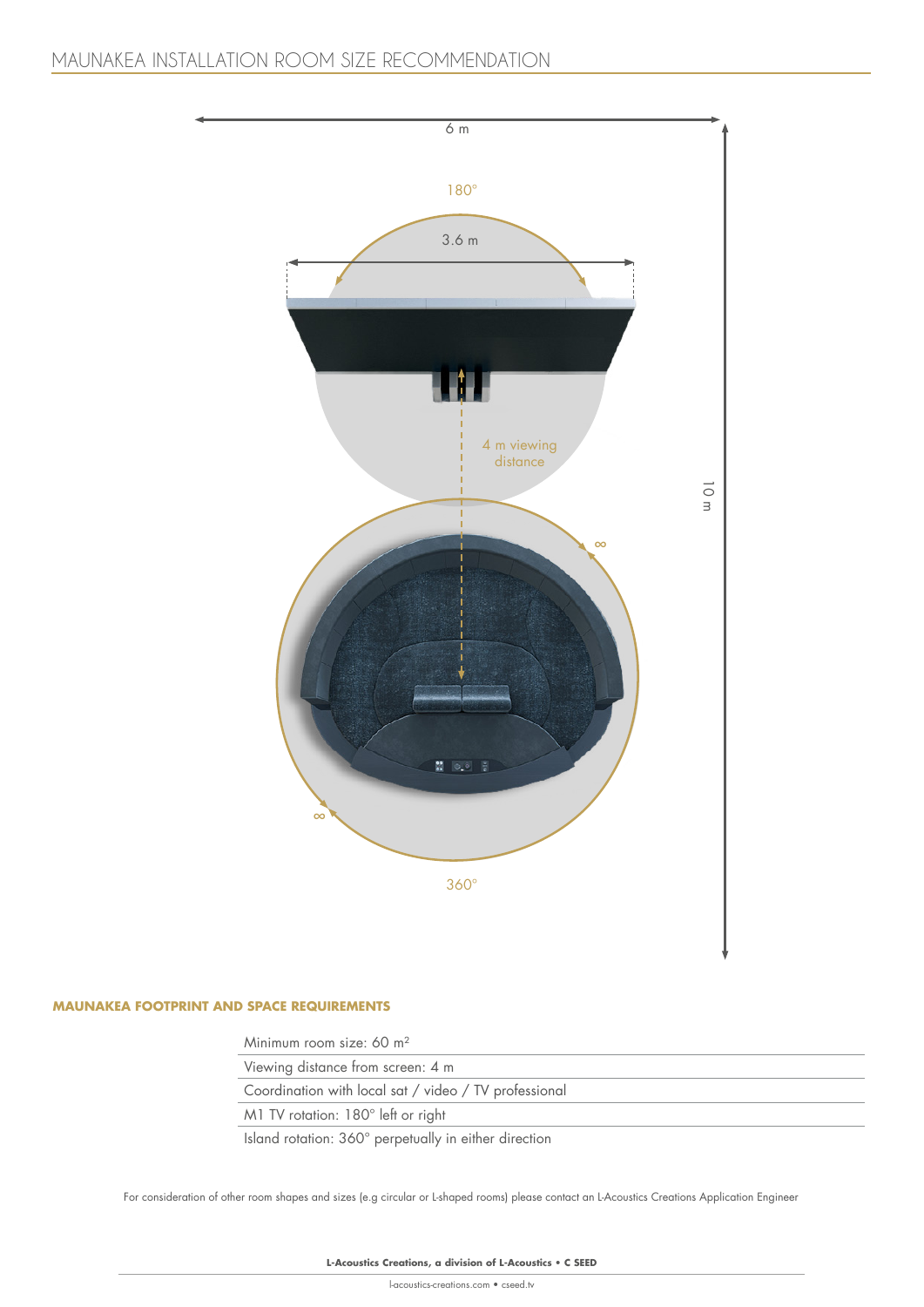# MAUNAKEA INSTALLATION ROOM SIZE RECOMMENDATION

6 m

180°

3.6 m

4 m viewing distance

10 m

360°

## MAUNAKEA FOOTPRINT AND SPACE REQUIREMENTS

| |
|---|
| Minimum room size: 60 $m^2$ |
| Viewing distance from screen: 4 m |
| Coordination with local sat / video / TV professional |
| M1 TV rotation: 180° left or right |
| Island rotation: 360° perpetually in either direction |

For consideration of other room shapes and sizes (e.g circular or L-shaped rooms) please contact an L-Acoustics Creations Application Engineer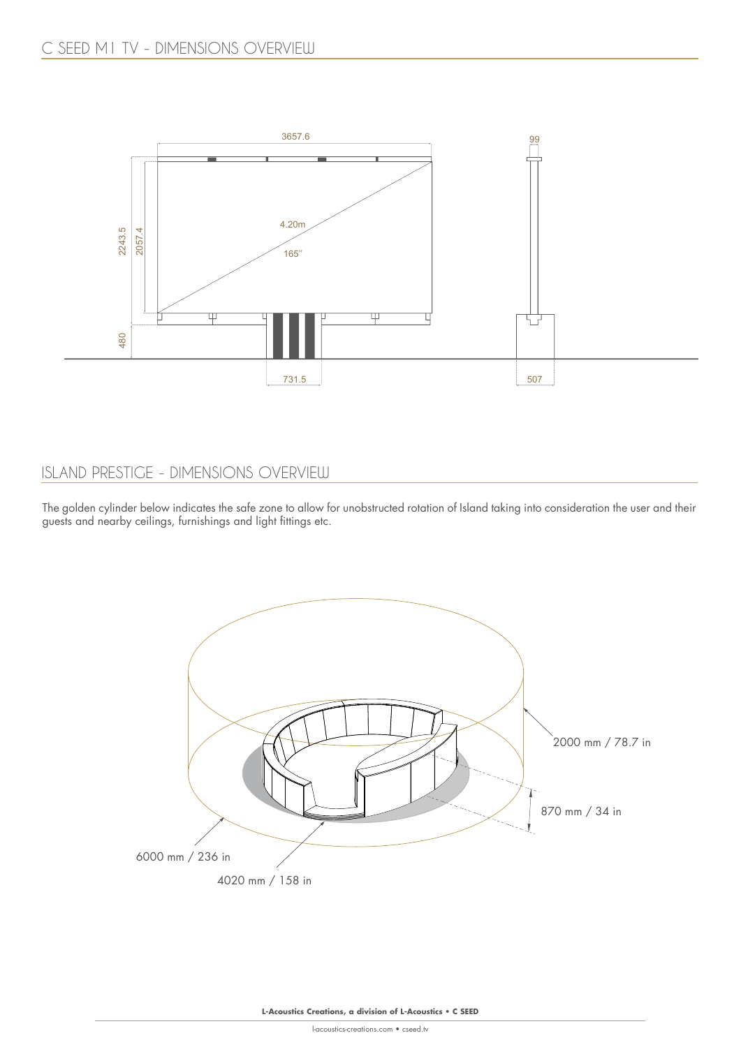# C SEED M1 TV - DIMENSIONS OVERVIEW

# ISLAND PRESTIGE - DIMENSIONS OVERVIEW

The golden cylinder below indicates the safe zone to allow for unobstructed rotation of Island taking into consideration the user and their guests and nearby ceilings, furnishings and light fittings etc.

**L-Acoustics Creations, a division of L-Acoustics • C SEED**

l-acoustics-creations.com • cseed.tv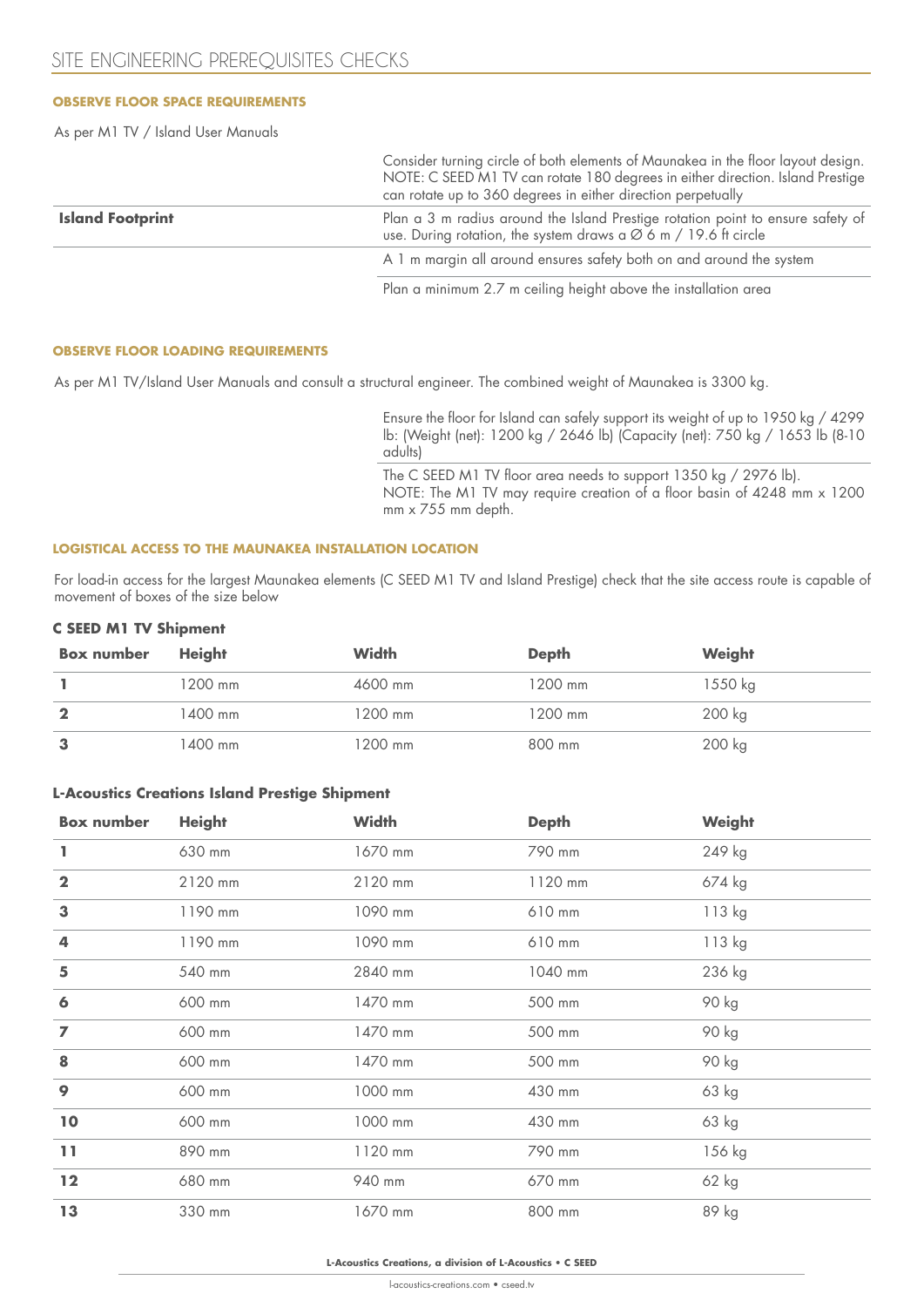# SITE ENGINEERING PREREQUISITES CHECKS

### OBSERVE FLOOR SPACE REQUIREMENTS

As per M1 TV / Island User Manuals

| | |
|---|---|
| | Consider turning circle of both elements of Maunakea in the floor layout design. NOTE: C SEED M1 TV can rotate 180 degrees in either direction. Island Prestige can rotate up to 360 degrees in either direction perpetually |
| **Island Footprint** | Plan a 3 m radius around the Island Prestige rotation point to ensure safety of use. During rotation, the system draws a Ø 6 m / 19.6 ft circle |
| | A 1 m margin all around ensures safety both on and around the system |
| | Plan a minimum 2.7 m ceiling height above the installation area |

### OBSERVE FLOOR LOADING REQUIREMENTS

As per M1 TV/Island User Manuals and consult a structural engineer. The combined weight of Maunakea is 3300 kg.

Ensure the floor for Island can safely support its weight of up to 1950 kg / 4299 lb: (Weight (net): 1200 kg / 2646 lb) (Capacity (net): 750 kg / 1653 lb (8-10 adults)

The C SEED M1 TV floor area needs to support 1350 kg / 2976 lb).
NOTE: The M1 TV may require creation of a floor basin of 4248 mm x 1200 mm x 755 mm depth.

### LOGISTICAL ACCESS TO THE MAUNAKEA INSTALLATION LOCATION

For load-in access for the largest Maunakea elements (C SEED M1 TV and Island Prestige) check that the site access route is capable of movement of boxes of the size below

**C SEED M1 TV Shipment**

| Box number | Height | Width | Depth | Weight |
|---|---|---|---|---|
| **1** | 1200 mm | 4600 mm | 1200 mm | 1550 kg |
| **2** | 1400 mm | 1200 mm | 1200 mm | 200 kg |
| **3** | 1400 mm | 1200 mm | 800 mm | 200 kg |

**L-Acoustics Creations Island Prestige Shipment**

| Box number | Height | Width | Depth | Weight |
|---|---|---|---|---|
| **1** | 630 mm | 1670 mm | 790 mm | 249 kg |
| **2** | 2120 mm | 2120 mm | 1120 mm | 674 kg |
| **3** | 1190 mm | 1090 mm | 610 mm | 113 kg |
| **4** | 1190 mm | 1090 mm | 610 mm | 113 kg |
| **5** | 540 mm | 2840 mm | 1040 mm | 236 kg |
| **6** | 600 mm | 1470 mm | 500 mm | 90 kg |
| **7** | 600 mm | 1470 mm | 500 mm | 90 kg |
| **8** | 600 mm | 1470 mm | 500 mm | 90 kg |
| **9** | 600 mm | 1000 mm | 430 mm | 63 kg |
| **10** | 600 mm | 1000 mm | 430 mm | 63 kg |
| **11** | 890 mm | 1120 mm | 790 mm | 156 kg |
| **12** | 680 mm | 940 mm | 670 mm | 62 kg |
| **13** | 330 mm | 1670 mm | 800 mm | 89 kg |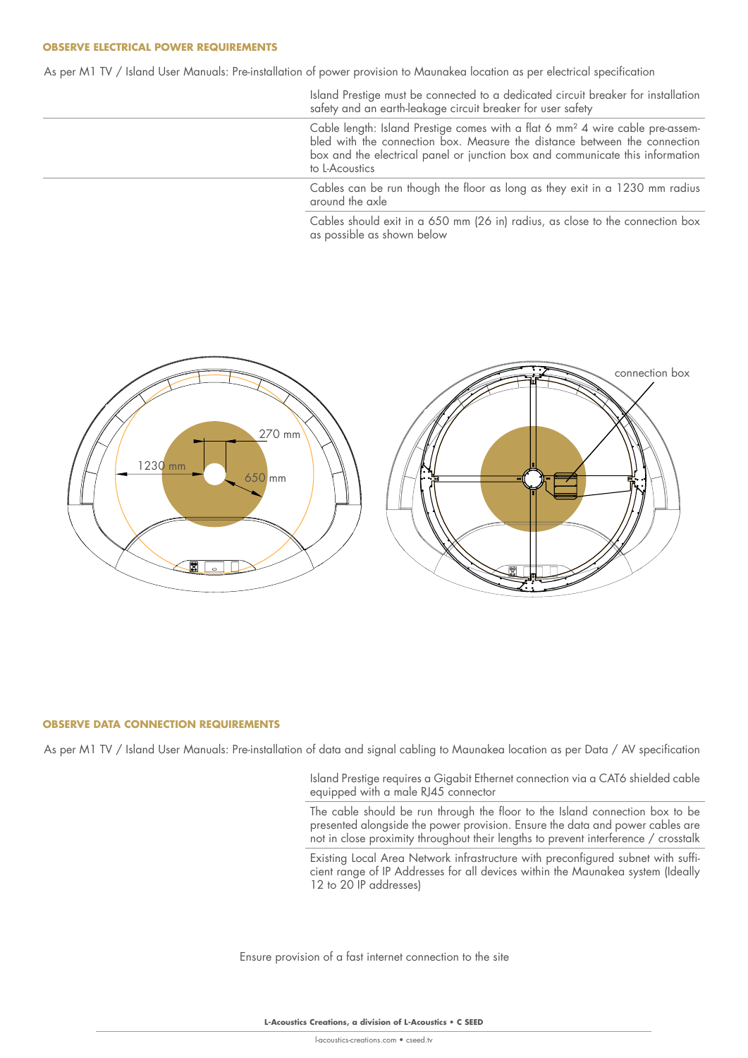### OBSERVE ELECTRICAL POWER REQUIREMENTS

As per M1 TV / Island User Manuals: Pre-installation of power provision to Maunakea location as per electrical specification

Island Prestige must be connected to a dedicated circuit breaker for installation safety and an earth-leakage circuit breaker for user safety

Cable length: Island Prestige comes with a flat 6 mm² 4 wire cable pre-assembled with the connection box. Measure the distance between the connection box and the electrical panel or junction box and communicate this information to L-Acoustics

Cables can be run though the floor as long as they exit in a 1230 mm radius around the axle

Cables should exit in a 650 mm (26 in) radius, as close to the connection box as possible as shown below

270 mm

1230 mm

650 mm

connection box

### OBSERVE DATA CONNECTION REQUIREMENTS

As per M1 TV / Island User Manuals: Pre-installation of data and signal cabling to Maunakea location as per Data / AV specification

Island Prestige requires a Gigabit Ethernet connection via a CAT6 shielded cable equipped with a male RJ45 connector

The cable should be run through the floor to the Island connection box to be presented alongside the power provision. Ensure the data and power cables are not in close proximity throughout their lengths to prevent interference / crosstalk

Existing Local Area Network infrastructure with preconfigured subnet with sufficient range of IP Addresses for all devices within the Maunakea system (Ideally 12 to 20 IP addresses)

Ensure provision of a fast internet connection to the site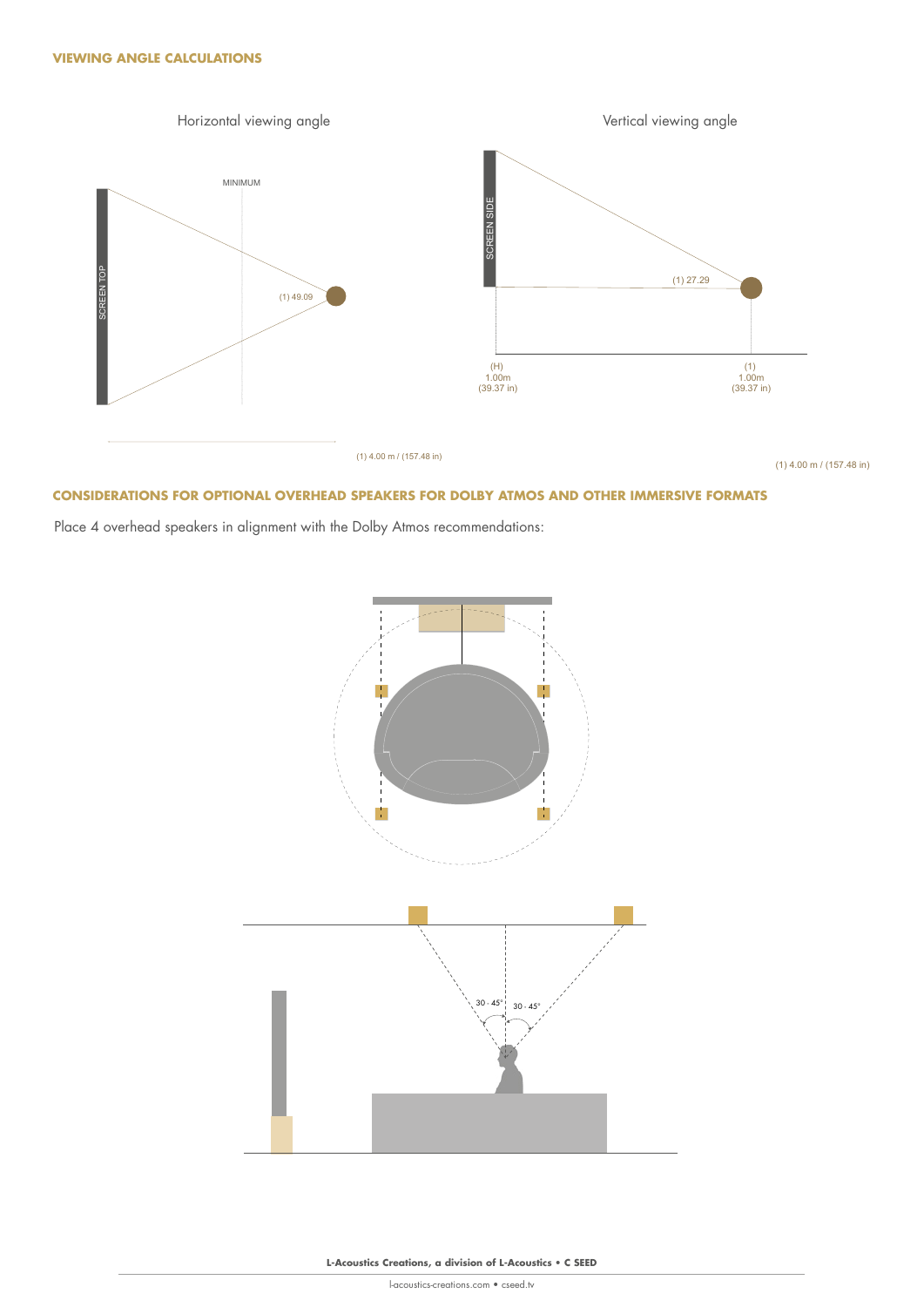## VIEWING ANGLE CALCULATIONS

Horizontal viewing angle

MINIMUM

SCREEN TOP

(1) 49.09

(1) 4.00 m / (157.48 in)

Vertical viewing angle

SCREEN SIDE

(1) 27.29

(H)
1.00m
(39.37 in)

(1)
1.00m
(39.37 in)

(1) 4.00 m / (157.48 in)

## CONSIDERATIONS FOR OPTIONAL OVERHEAD SPEAKERS FOR DOLBY ATMOS AND OTHER IMMERSIVE FORMATS

Place 4 overhead speakers in alignment with the Dolby Atmos recommendations:

30 - 45°

30 - 45°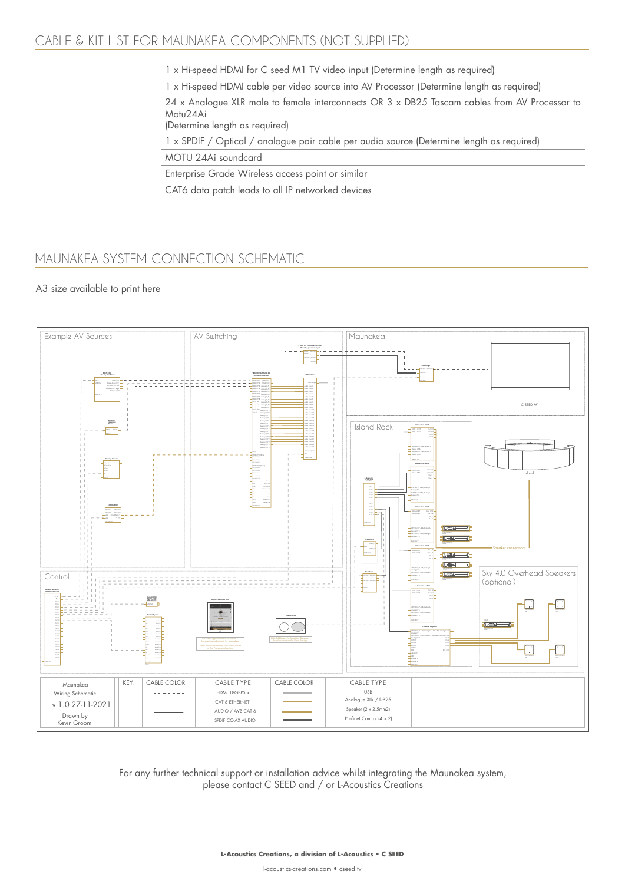## CABLE & KIT LIST FOR MAUNAKEA COMPONENTS (NOT SUPPLIED)

| |
|---|
| 1 x Hi-speed HDMI for C seed M1 TV video input (Determine length as required) |
| 1 x Hi-speed HDMI cable per video source into AV Processor (Determine length as required) |
| 24 x Analogue XLR male to female interconnects OR 3 x DB25 Tascam cables from AV Processor to Motu24Ai<br>(Determine length as required) |
| 1 x SPDIF / Optical / analogue pair cable per audio source (Determine length as required) |
| MOTU 24Ai soundcard |
| Enterprise Grade Wireless access point or similar |
| CAT6 data patch leads to all IP networked devices |

## MAUNAKEA SYSTEM CONNECTION SCHEMATIC

A3 size available to print here

Example AV Sources | AV Switching | Maunakea | Island Rack | Island | Control | Sky 4.0 Overhead Speakers (optional) | C SEED M1 | Speaker connections

| Maunakea Wiring Schematic v.1.0 27-11-2021 Drawn by Kevin Groom | KEY: | CABLE COLOR | CABLE TYPE | CABLE COLOR | CABLE TYPE |
|---|---|---|---|---|---|
| | | - - - - - - - | HDMI 18GBPS + | | USB |
| | | - - - - - - - | CAT 6 ETHERNET | | Analogue XLR / DB25 |
| | | | AUDIO / AVB CAT 6 | | Speaker (2 x 2.5mm2) |
| | | - - - - - - - | SPDIF CO-AX AUDIO | | Profinet Control (4 x 2) |

For any further technical support or installation advice whilst integrating the Maunakea system, please contact C SEED and / or L-Acoustics Creations

**L-Acoustics Creations, a division of L-Acoustics • C SEED**

l-acoustics-creations.com • cseed.tv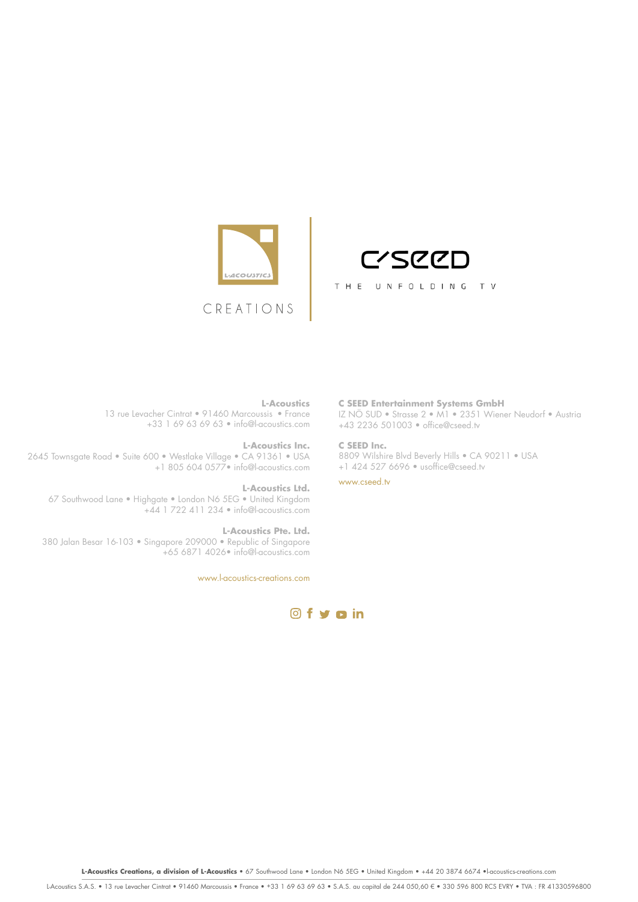CREATIONS

THE UNFOLDING TV

**L-Acoustics**
13 rue Levacher Cintrat • 91460 Marcoussis • France
+33 1 69 63 69 63 • info@l-acoustics.com

**L-Acoustics Inc.**
2645 Townsgate Road • Suite 600 • Westlake Village • CA 91361 • USA
+1 805 604 0577• info@l-acoustics.com

**L-Acoustics Ltd.**
67 Southwood Lane • Highgate • London N6 5EG • United Kingdom
+44 1 722 411 234 • info@l-acoustics.com

**L-Acoustics Pte. Ltd.**
380 Jalan Besar 16-103 • Singapore 209000 • Republic of Singapore
+65 6871 4026• info@l-acoustics.com

www.l-acoustics-creations.com

**C SEED Entertainment Systems GmbH**
IZ NÖ SUD • Strasse 2 • M1 • 2351 Wiener Neudorf • Austria
+43 2236 501003 • office@cseed.tv

**C SEED Inc.**
8809 Wilshire Blvd Beverly Hills • CA 90211 • USA
+1 424 527 6696 • usoffice@cseed.tv

www.cseed.tv

**L-Acoustics Creations, a division of L-Acoustics** • 67 Southwood Lane • London N6 5EG • United Kingdom • +44 20 3874 6674 •l-acoustics-creations.com

L-Acoustics S.A.S. • 13 rue Levacher Cintrat • 91460 Marcoussis • France • +33 1 69 63 69 63 • S.A.S. au capital de 244 050,60 € • 330 596 800 RCS EVRY • TVA : FR 41330596800